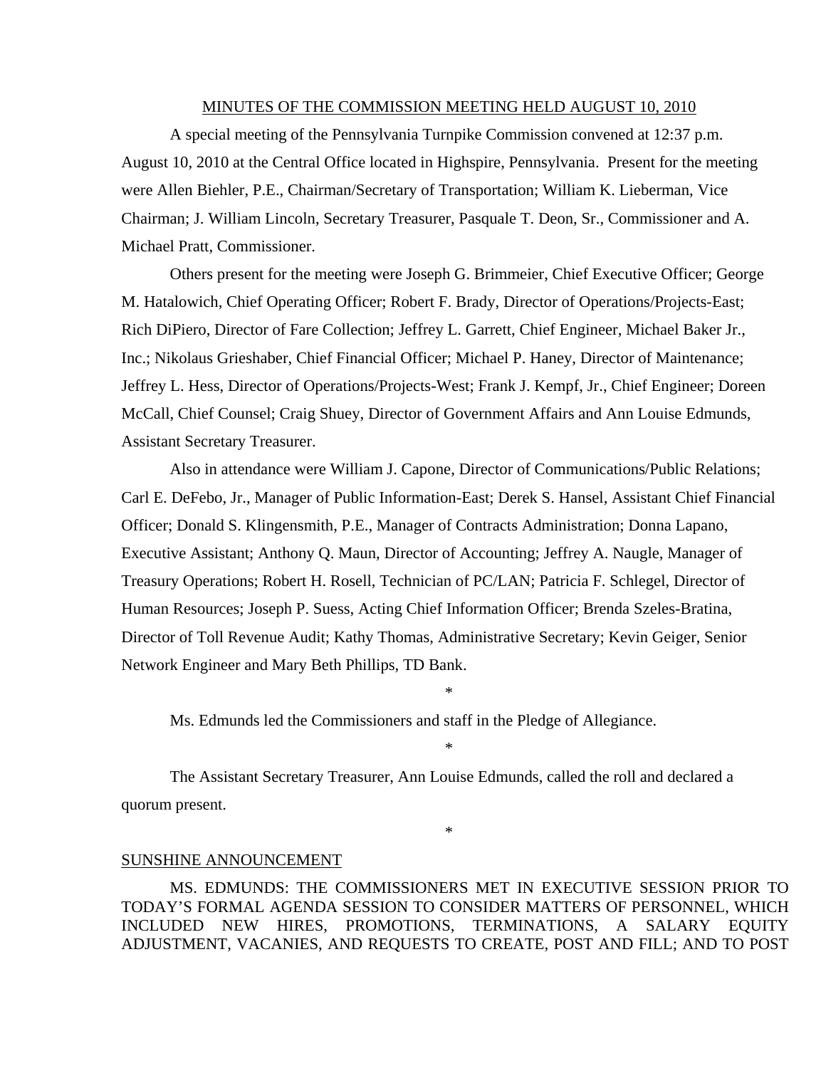MINUTES OF THE COMMISSION MEETING HELD AUGUST 10, 2010

A special meeting of the Pennsylvania Turnpike Commission convened at 12:37 p.m. August 10, 2010 at the Central Office located in Highspire, Pennsylvania. Present for the meeting were Allen Biehler, P.E., Chairman/Secretary of Transportation; William K. Lieberman, Vice Chairman; J. William Lincoln, Secretary Treasurer, Pasquale T. Deon, Sr., Commissioner and A. Michael Pratt, Commissioner.

Others present for the meeting were Joseph G. Brimmeier, Chief Executive Officer; George M. Hatalowich, Chief Operating Officer; Robert F. Brady, Director of Operations/Projects-East; Rich DiPiero, Director of Fare Collection; Jeffrey L. Garrett, Chief Engineer, Michael Baker Jr., Inc.; Nikolaus Grieshaber, Chief Financial Officer; Michael P. Haney, Director of Maintenance; Jeffrey L. Hess, Director of Operations/Projects-West; Frank J. Kempf, Jr., Chief Engineer; Doreen McCall, Chief Counsel; Craig Shuey, Director of Government Affairs and Ann Louise Edmunds, Assistant Secretary Treasurer.

Also in attendance were William J. Capone, Director of Communications/Public Relations; Carl E. DeFebo, Jr., Manager of Public Information-East; Derek S. Hansel, Assistant Chief Financial Officer; Donald S. Klingensmith, P.E., Manager of Contracts Administration; Donna Lapano, Executive Assistant; Anthony Q. Maun, Director of Accounting; Jeffrey A. Naugle, Manager of Treasury Operations; Robert H. Rosell, Technician of PC/LAN; Patricia F. Schlegel, Director of Human Resources; Joseph P. Suess, Acting Chief Information Officer; Brenda Szeles-Bratina, Director of Toll Revenue Audit; Kathy Thomas, Administrative Secretary; Kevin Geiger, Senior Network Engineer and Mary Beth Phillips, TD Bank.

*

Ms. Edmunds led the Commissioners and staff in the Pledge of Allegiance.

*

The Assistant Secretary Treasurer, Ann Louise Edmunds, called the roll and declared a quorum present.

*

SUNSHINE ANNOUNCEMENT

MS. EDMUNDS: THE COMMISSIONERS MET IN EXECUTIVE SESSION PRIOR TO TODAY'S FORMAL AGENDA SESSION TO CONSIDER MATTERS OF PERSONNEL, WHICH INCLUDED NEW HIRES, PROMOTIONS, TERMINATIONS, A SALARY EQUITY ADJUSTMENT, VACANIES, AND REQUESTS TO CREATE, POST AND FILL; AND TO POST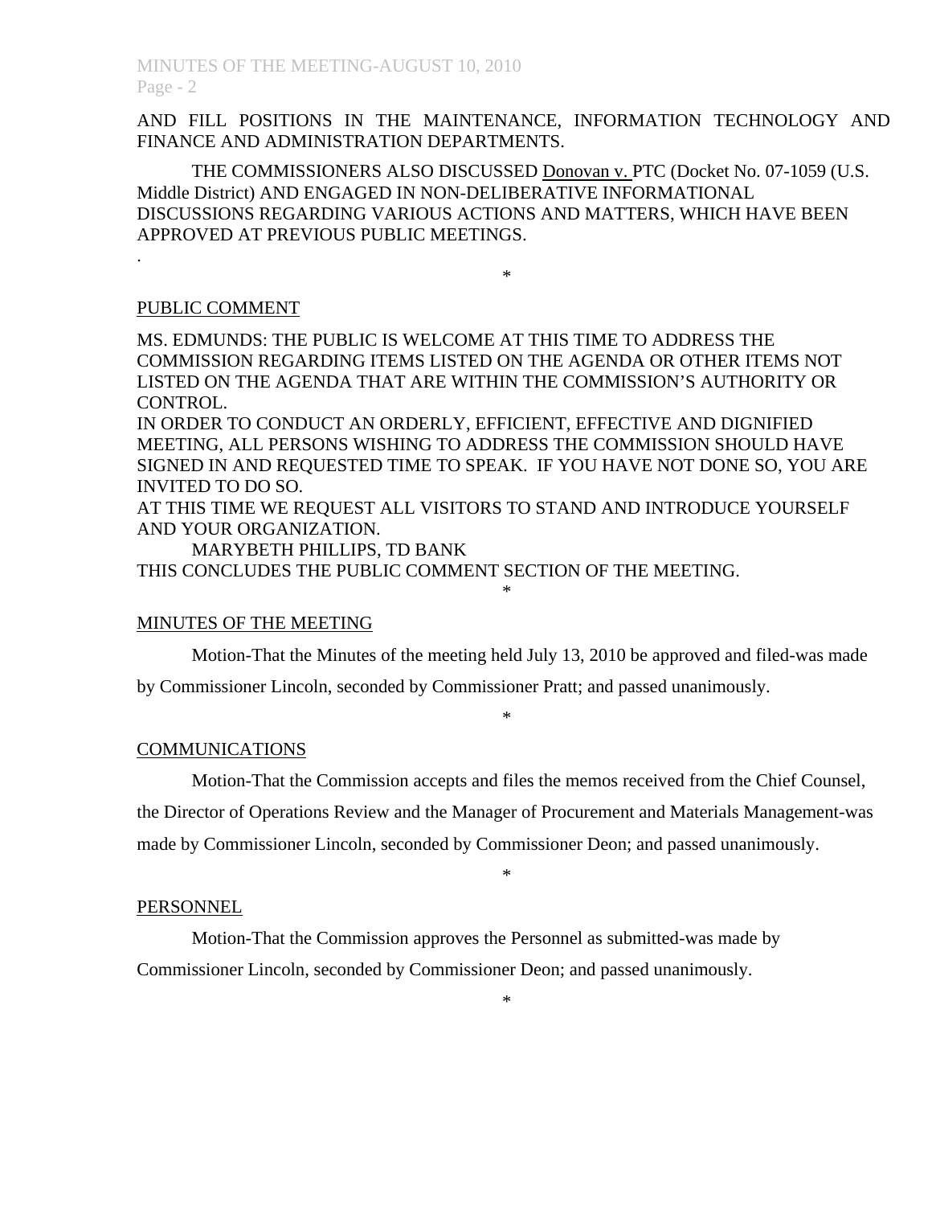AND FILL POSITIONS IN THE MAINTENANCE, INFORMATION TECHNOLOGY AND FINANCE AND ADMINISTRATION DEPARTMENTS.

THE COMMISSIONERS ALSO DISCUSSED Donovan v. PTC (Docket No. 07-1059 (U.S. Middle District) AND ENGAGED IN NON-DELIBERATIVE INFORMATIONAL DISCUSSIONS REGARDING VARIOUS ACTIONS AND MATTERS, WHICH HAVE BEEN APPROVED AT PREVIOUS PUBLIC MEETINGS.

.

*

PUBLIC COMMENT

MS. EDMUNDS: THE PUBLIC IS WELCOME AT THIS TIME TO ADDRESS THE COMMISSION REGARDING ITEMS LISTED ON THE AGENDA OR OTHER ITEMS NOT LISTED ON THE AGENDA THAT ARE WITHIN THE COMMISSION'S AUTHORITY OR CONTROL.

IN ORDER TO CONDUCT AN ORDERLY, EFFICIENT, EFFECTIVE AND DIGNIFIED MEETING, ALL PERSONS WISHING TO ADDRESS THE COMMISSION SHOULD HAVE SIGNED IN AND REQUESTED TIME TO SPEAK. IF YOU HAVE NOT DONE SO, YOU ARE INVITED TO DO SO.

AT THIS TIME WE REQUEST ALL VISITORS TO STAND AND INTRODUCE YOURSELF AND YOUR ORGANIZATION.

MARYBETH PHILLIPS, TD BANK

THIS CONCLUDES THE PUBLIC COMMENT SECTION OF THE MEETING.

*

MINUTES OF THE MEETING

Motion-That the Minutes of the meeting held July 13, 2010 be approved and filed-was made by Commissioner Lincoln, seconded by Commissioner Pratt; and passed unanimously.

*

COMMUNICATIONS

Motion-That the Commission accepts and files the memos received from the Chief Counsel, the Director of Operations Review and the Manager of Procurement and Materials Management-was made by Commissioner Lincoln, seconded by Commissioner Deon; and passed unanimously.

*

PERSONNEL

Motion-That the Commission approves the Personnel as submitted-was made by Commissioner Lincoln, seconded by Commissioner Deon; and passed unanimously.

*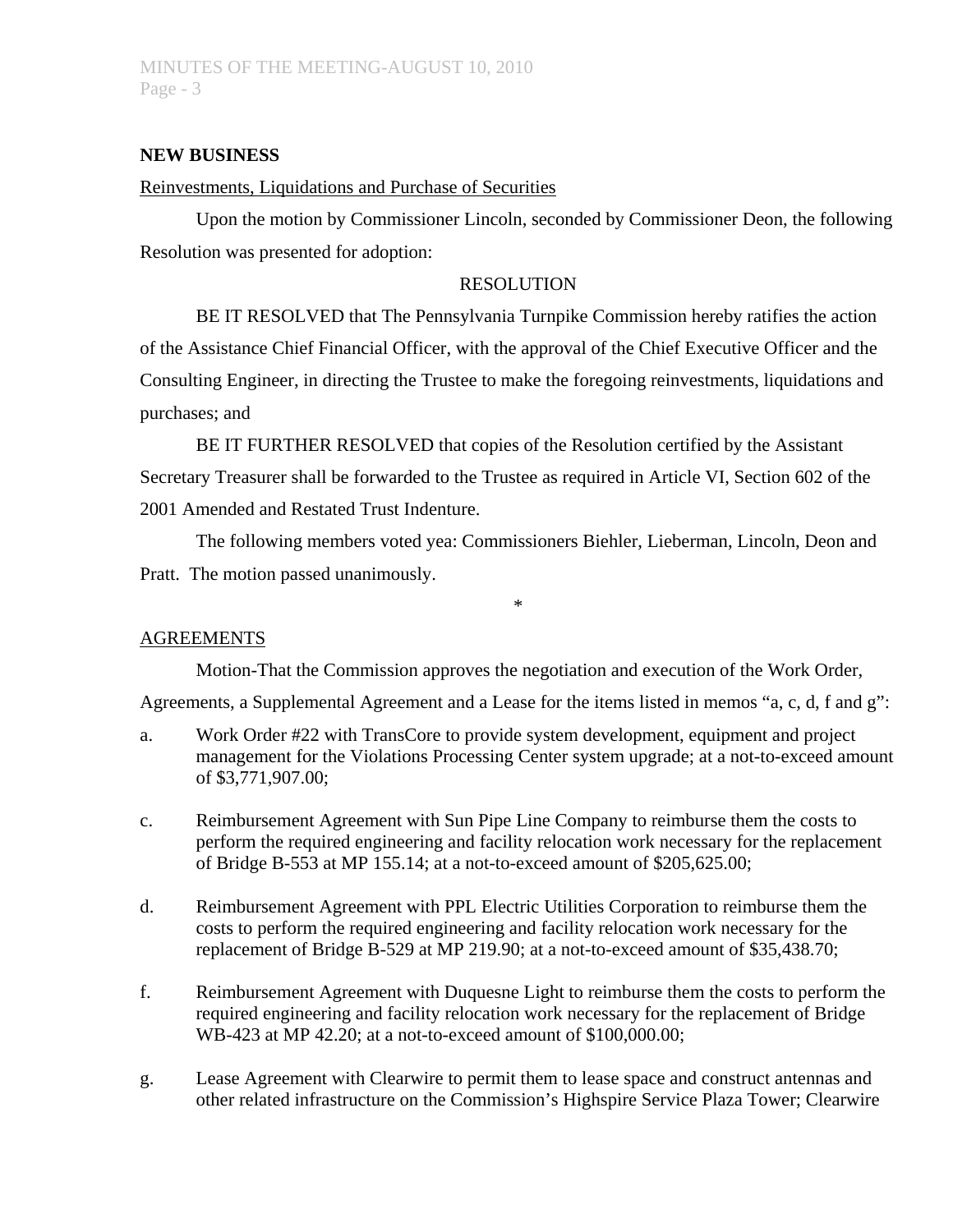## NEW BUSINESS

Reinvestments, Liquidations and Purchase of Securities

Upon the motion by Commissioner Lincoln, seconded by Commissioner Deon, the following Resolution was presented for adoption:

RESOLUTION

BE IT RESOLVED that The Pennsylvania Turnpike Commission hereby ratifies the action of the Assistance Chief Financial Officer, with the approval of the Chief Executive Officer and the Consulting Engineer, in directing the Trustee to make the foregoing reinvestments, liquidations and purchases; and

BE IT FURTHER RESOLVED that copies of the Resolution certified by the Assistant Secretary Treasurer shall be forwarded to the Trustee as required in Article VI, Section 602 of the 2001 Amended and Restated Trust Indenture.

The following members voted yea: Commissioners Biehler, Lieberman, Lincoln, Deon and Pratt. The motion passed unanimously.

*

AGREEMENTS

Motion-That the Commission approves the negotiation and execution of the Work Order, Agreements, a Supplemental Agreement and a Lease for the items listed in memos "a, c, d, f and g":

a. Work Order #22 with TransCore to provide system development, equipment and project management for the Violations Processing Center system upgrade; at a not-to-exceed amount of $3,771,907.00;

c. Reimbursement Agreement with Sun Pipe Line Company to reimburse them the costs to perform the required engineering and facility relocation work necessary for the replacement of Bridge B-553 at MP 155.14; at a not-to-exceed amount of $205,625.00;

d. Reimbursement Agreement with PPL Electric Utilities Corporation to reimburse them the costs to perform the required engineering and facility relocation work necessary for the replacement of Bridge B-529 at MP 219.90; at a not-to-exceed amount of $35,438.70;

f. Reimbursement Agreement with Duquesne Light to reimburse them the costs to perform the required engineering and facility relocation work necessary for the replacement of Bridge WB-423 at MP 42.20; at a not-to-exceed amount of $100,000.00;

g. Lease Agreement with Clearwire to permit them to lease space and construct antennas and other related infrastructure on the Commission's Highspire Service Plaza Tower; Clearwire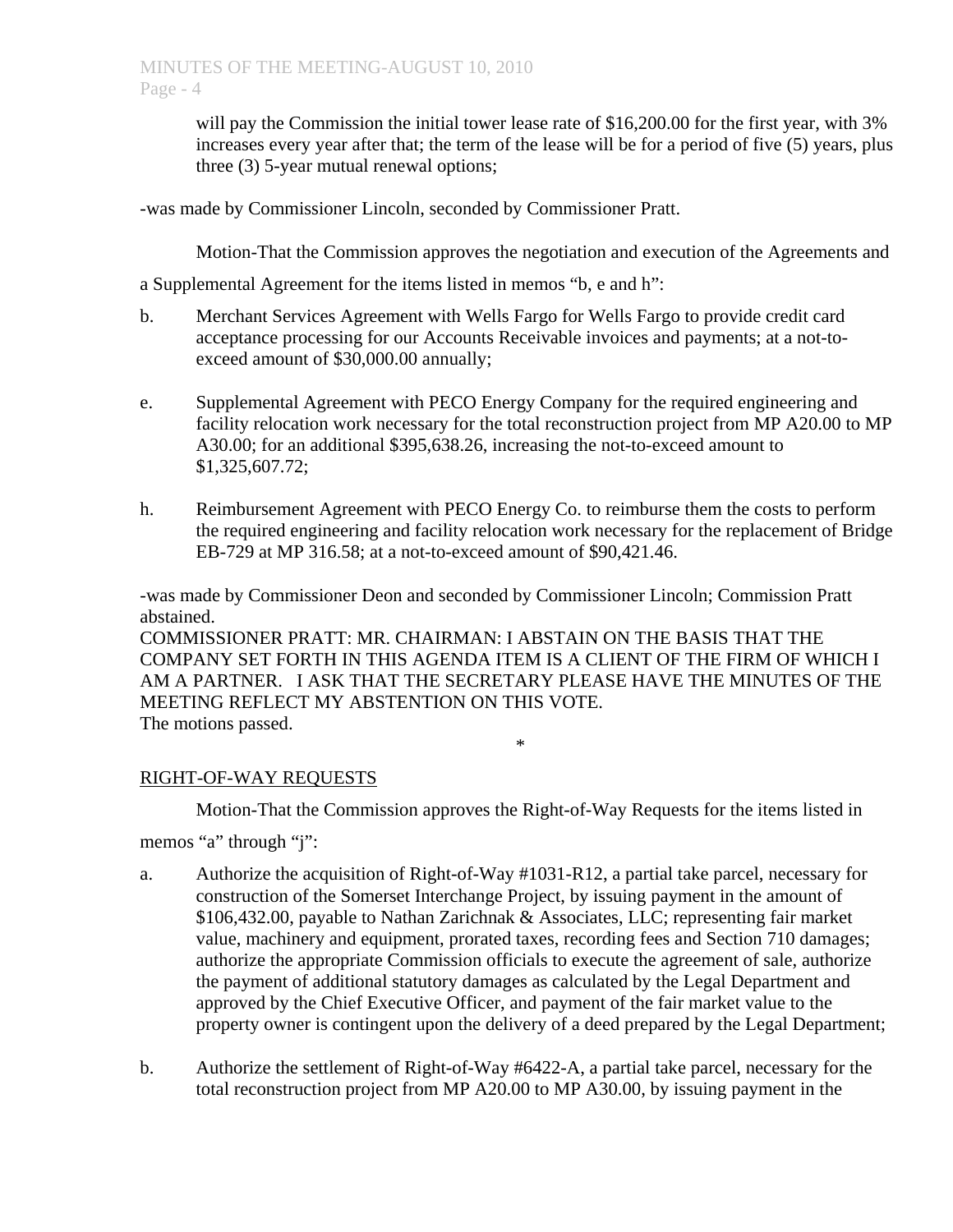will pay the Commission the initial tower lease rate of $16,200.00 for the first year, with 3% increases every year after that; the term of the lease will be for a period of five (5) years, plus three (3) 5-year mutual renewal options;

-was made by Commissioner Lincoln, seconded by Commissioner Pratt.

Motion-That the Commission approves the negotiation and execution of the Agreements and a Supplemental Agreement for the items listed in memos "b, e and h":

b. Merchant Services Agreement with Wells Fargo for Wells Fargo to provide credit card acceptance processing for our Accounts Receivable invoices and payments; at a not-to-exceed amount of $30,000.00 annually;

e. Supplemental Agreement with PECO Energy Company for the required engineering and facility relocation work necessary for the total reconstruction project from MP A20.00 to MP A30.00; for an additional $395,638.26, increasing the not-to-exceed amount to $1,325,607.72;

h. Reimbursement Agreement with PECO Energy Co. to reimburse them the costs to perform the required engineering and facility relocation work necessary for the replacement of Bridge EB-729 at MP 316.58; at a not-to-exceed amount of $90,421.46.

-was made by Commissioner Deon and seconded by Commissioner Lincoln; Commission Pratt abstained.

COMMISSIONER PRATT: MR. CHAIRMAN: I ABSTAIN ON THE BASIS THAT THE COMPANY SET FORTH IN THIS AGENDA ITEM IS A CLIENT OF THE FIRM OF WHICH I AM A PARTNER. I ASK THAT THE SECRETARY PLEASE HAVE THE MINUTES OF THE MEETING REFLECT MY ABSTENTION ON THIS VOTE.

The motions passed.

*

## RIGHT-OF-WAY REQUESTS

Motion-That the Commission approves the Right-of-Way Requests for the items listed in memos "a" through "j":

a. Authorize the acquisition of Right-of-Way #1031-R12, a partial take parcel, necessary for construction of the Somerset Interchange Project, by issuing payment in the amount of $106,432.00, payable to Nathan Zarichnak & Associates, LLC; representing fair market value, machinery and equipment, prorated taxes, recording fees and Section 710 damages; authorize the appropriate Commission officials to execute the agreement of sale, authorize the payment of additional statutory damages as calculated by the Legal Department and approved by the Chief Executive Officer, and payment of the fair market value to the property owner is contingent upon the delivery of a deed prepared by the Legal Department;

b. Authorize the settlement of Right-of-Way #6422-A, a partial take parcel, necessary for the total reconstruction project from MP A20.00 to MP A30.00, by issuing payment in the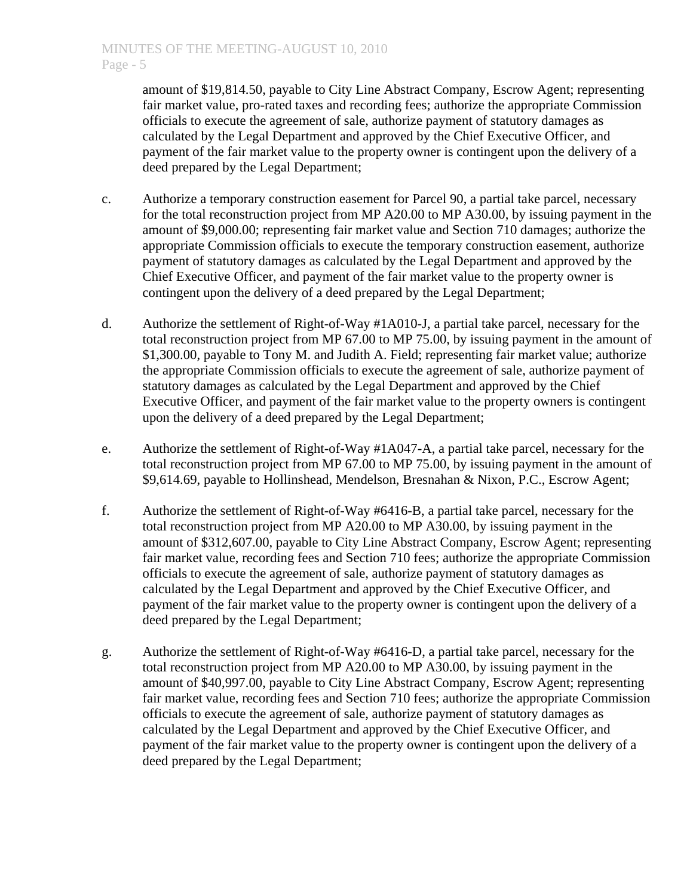amount of $19,814.50, payable to City Line Abstract Company, Escrow Agent; representing fair market value, pro-rated taxes and recording fees; authorize the appropriate Commission officials to execute the agreement of sale, authorize payment of statutory damages as calculated by the Legal Department and approved by the Chief Executive Officer, and payment of the fair market value to the property owner is contingent upon the delivery of a deed prepared by the Legal Department;

c. Authorize a temporary construction easement for Parcel 90, a partial take parcel, necessary for the total reconstruction project from MP A20.00 to MP A30.00, by issuing payment in the amount of $9,000.00; representing fair market value and Section 710 damages; authorize the appropriate Commission officials to execute the temporary construction easement, authorize payment of statutory damages as calculated by the Legal Department and approved by the Chief Executive Officer, and payment of the fair market value to the property owner is contingent upon the delivery of a deed prepared by the Legal Department;

d. Authorize the settlement of Right-of-Way #1A010-J, a partial take parcel, necessary for the total reconstruction project from MP 67.00 to MP 75.00, by issuing payment in the amount of $1,300.00, payable to Tony M. and Judith A. Field; representing fair market value; authorize the appropriate Commission officials to execute the agreement of sale, authorize payment of statutory damages as calculated by the Legal Department and approved by the Chief Executive Officer, and payment of the fair market value to the property owners is contingent upon the delivery of a deed prepared by the Legal Department;

e. Authorize the settlement of Right-of-Way #1A047-A, a partial take parcel, necessary for the total reconstruction project from MP 67.00 to MP 75.00, by issuing payment in the amount of $9,614.69, payable to Hollinshead, Mendelson, Bresnahan & Nixon, P.C., Escrow Agent;

f. Authorize the settlement of Right-of-Way #6416-B, a partial take parcel, necessary for the total reconstruction project from MP A20.00 to MP A30.00, by issuing payment in the amount of $312,607.00, payable to City Line Abstract Company, Escrow Agent; representing fair market value, recording fees and Section 710 fees; authorize the appropriate Commission officials to execute the agreement of sale, authorize payment of statutory damages as calculated by the Legal Department and approved by the Chief Executive Officer, and payment of the fair market value to the property owner is contingent upon the delivery of a deed prepared by the Legal Department;

g. Authorize the settlement of Right-of-Way #6416-D, a partial take parcel, necessary for the total reconstruction project from MP A20.00 to MP A30.00, by issuing payment in the amount of $40,997.00, payable to City Line Abstract Company, Escrow Agent; representing fair market value, recording fees and Section 710 fees; authorize the appropriate Commission officials to execute the agreement of sale, authorize payment of statutory damages as calculated by the Legal Department and approved by the Chief Executive Officer, and payment of the fair market value to the property owner is contingent upon the delivery of a deed prepared by the Legal Department;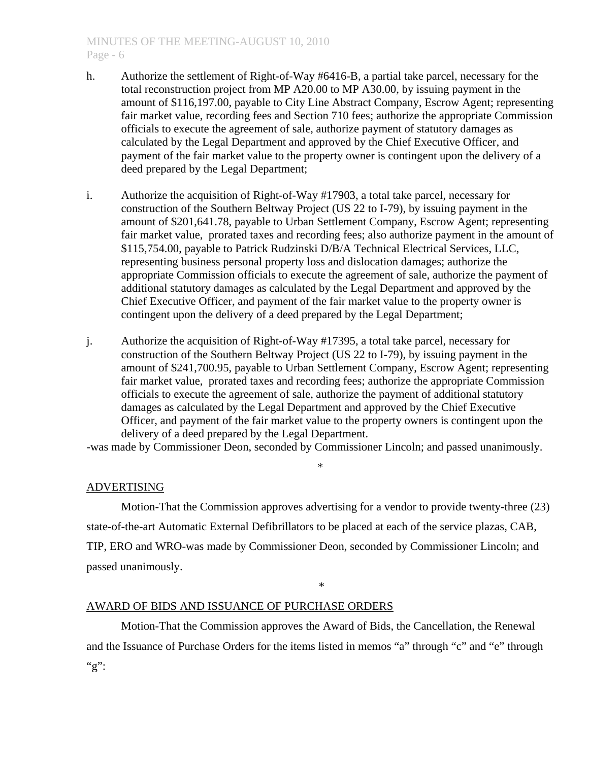h. Authorize the settlement of Right-of-Way #6416-B, a partial take parcel, necessary for the total reconstruction project from MP A20.00 to MP A30.00, by issuing payment in the amount of $116,197.00, payable to City Line Abstract Company, Escrow Agent; representing fair market value, recording fees and Section 710 fees; authorize the appropriate Commission officials to execute the agreement of sale, authorize payment of statutory damages as calculated by the Legal Department and approved by the Chief Executive Officer, and payment of the fair market value to the property owner is contingent upon the delivery of a deed prepared by the Legal Department;

i. Authorize the acquisition of Right-of-Way #17903, a total take parcel, necessary for construction of the Southern Beltway Project (US 22 to I-79), by issuing payment in the amount of $201,641.78, payable to Urban Settlement Company, Escrow Agent; representing fair market value, prorated taxes and recording fees; also authorize payment in the amount of $115,754.00, payable to Patrick Rudzinski D/B/A Technical Electrical Services, LLC, representing business personal property loss and dislocation damages; authorize the appropriate Commission officials to execute the agreement of sale, authorize the payment of additional statutory damages as calculated by the Legal Department and approved by the Chief Executive Officer, and payment of the fair market value to the property owner is contingent upon the delivery of a deed prepared by the Legal Department;

j. Authorize the acquisition of Right-of-Way #17395, a total take parcel, necessary for construction of the Southern Beltway Project (US 22 to I-79), by issuing payment in the amount of $241,700.95, payable to Urban Settlement Company, Escrow Agent; representing fair market value, prorated taxes and recording fees; authorize the appropriate Commission officials to execute the agreement of sale, authorize the payment of additional statutory damages as calculated by the Legal Department and approved by the Chief Executive Officer, and payment of the fair market value to the property owners is contingent upon the delivery of a deed prepared by the Legal Department.

-was made by Commissioner Deon, seconded by Commissioner Lincoln; and passed unanimously.

*

ADVERTISING

Motion-That the Commission approves advertising for a vendor to provide twenty-three (23) state-of-the-art Automatic External Defibrillators to be placed at each of the service plazas, CAB, TIP, ERO and WRO-was made by Commissioner Deon, seconded by Commissioner Lincoln; and passed unanimously.

*

AWARD OF BIDS AND ISSUANCE OF PURCHASE ORDERS

Motion-That the Commission approves the Award of Bids, the Cancellation, the Renewal and the Issuance of Purchase Orders for the items listed in memos "a" through "c" and "e" through "g":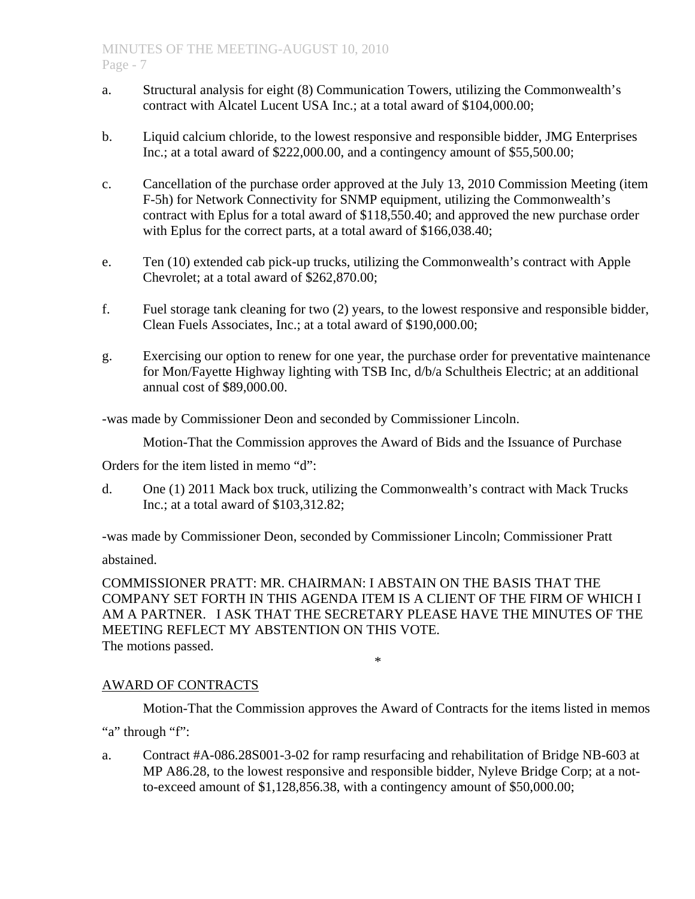a. Structural analysis for eight (8) Communication Towers, utilizing the Commonwealth's contract with Alcatel Lucent USA Inc.; at a total award of $104,000.00;

b. Liquid calcium chloride, to the lowest responsive and responsible bidder, JMG Enterprises Inc.; at a total award of $222,000.00, and a contingency amount of $55,500.00;

c. Cancellation of the purchase order approved at the July 13, 2010 Commission Meeting (item F-5h) for Network Connectivity for SNMP equipment, utilizing the Commonwealth's contract with Eplus for a total award of $118,550.40; and approved the new purchase order with Eplus for the correct parts, at a total award of $166,038.40;

e. Ten (10) extended cab pick-up trucks, utilizing the Commonwealth's contract with Apple Chevrolet; at a total award of $262,870.00;

f. Fuel storage tank cleaning for two (2) years, to the lowest responsive and responsible bidder, Clean Fuels Associates, Inc.; at a total award of $190,000.00;

g. Exercising our option to renew for one year, the purchase order for preventative maintenance for Mon/Fayette Highway lighting with TSB Inc, d/b/a Schultheis Electric; at an additional annual cost of $89,000.00.

-was made by Commissioner Deon and seconded by Commissioner Lincoln.

Motion-That the Commission approves the Award of Bids and the Issuance of Purchase Orders for the item listed in memo "d":

d. One (1) 2011 Mack box truck, utilizing the Commonwealth's contract with Mack Trucks Inc.; at a total award of $103,312.82;

-was made by Commissioner Deon, seconded by Commissioner Lincoln; Commissioner Pratt abstained.

COMMISSIONER PRATT: MR. CHAIRMAN: I ABSTAIN ON THE BASIS THAT THE COMPANY SET FORTH IN THIS AGENDA ITEM IS A CLIENT OF THE FIRM OF WHICH I AM A PARTNER. I ASK THAT THE SECRETARY PLEASE HAVE THE MINUTES OF THE MEETING REFLECT MY ABSTENTION ON THIS VOTE.
The motions passed.

*

<u>AWARD OF CONTRACTS</u>

Motion-That the Commission approves the Award of Contracts for the items listed in memos "a" through "f":

a. Contract #A-086.28S001-3-02 for ramp resurfacing and rehabilitation of Bridge NB-603 at MP A86.28, to the lowest responsive and responsible bidder, Nyleve Bridge Corp; at a not-to-exceed amount of $1,128,856.38, with a contingency amount of $50,000.00;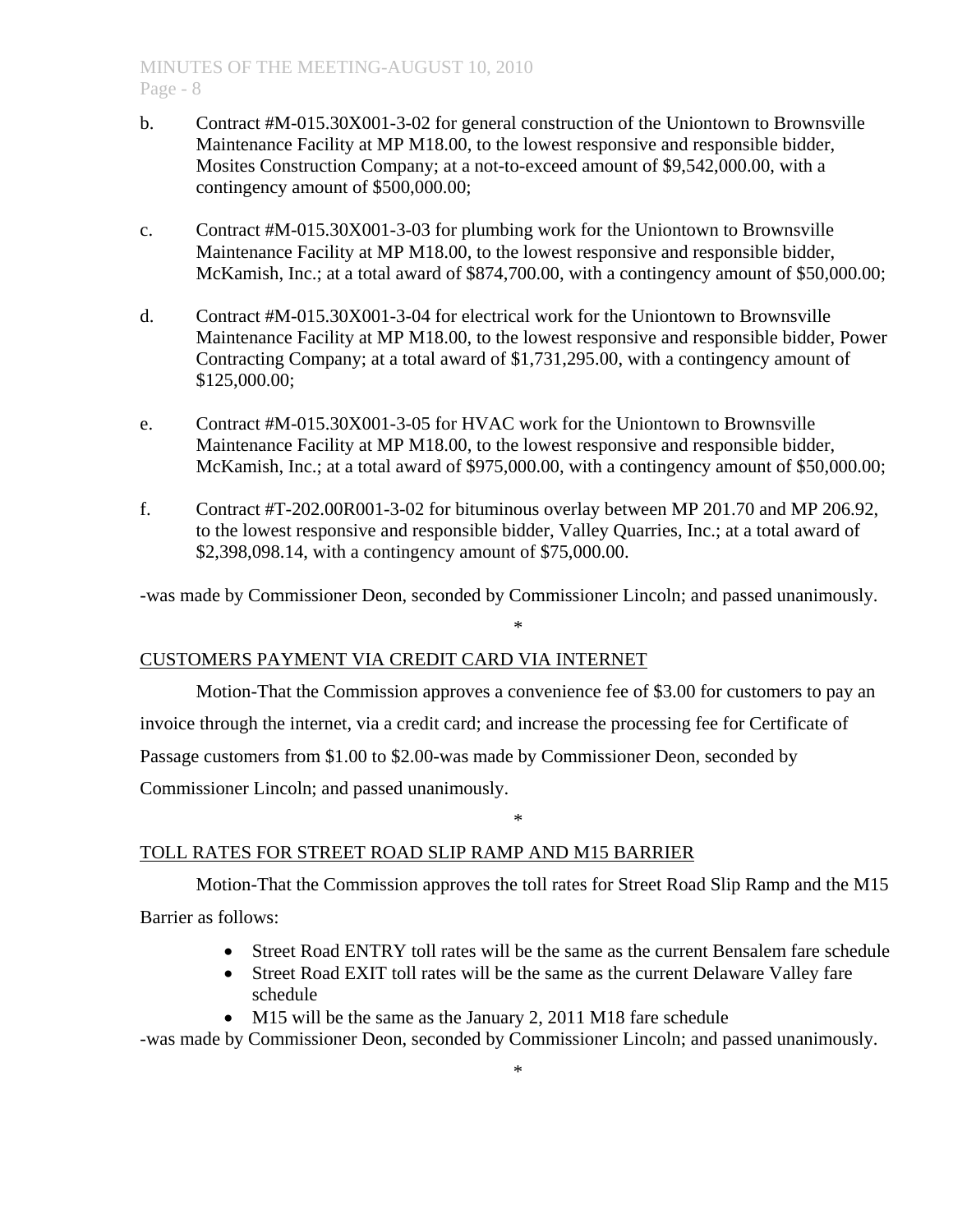b. Contract #M-015.30X001-3-02 for general construction of the Uniontown to Brownsville Maintenance Facility at MP M18.00, to the lowest responsive and responsible bidder, Mosites Construction Company; at a not-to-exceed amount of $9,542,000.00, with a contingency amount of $500,000.00;

c. Contract #M-015.30X001-3-03 for plumbing work for the Uniontown to Brownsville Maintenance Facility at MP M18.00, to the lowest responsive and responsible bidder, McKamish, Inc.; at a total award of $874,700.00, with a contingency amount of $50,000.00;

d. Contract #M-015.30X001-3-04 for electrical work for the Uniontown to Brownsville Maintenance Facility at MP M18.00, to the lowest responsive and responsible bidder, Power Contracting Company; at a total award of $1,731,295.00, with a contingency amount of $125,000.00;

e. Contract #M-015.30X001-3-05 for HVAC work for the Uniontown to Brownsville Maintenance Facility at MP M18.00, to the lowest responsive and responsible bidder, McKamish, Inc.; at a total award of $975,000.00, with a contingency amount of $50,000.00;

f. Contract #T-202.00R001-3-02 for bituminous overlay between MP 201.70 and MP 206.92, to the lowest responsive and responsible bidder, Valley Quarries, Inc.; at a total award of $2,398,098.14, with a contingency amount of $75,000.00.

-was made by Commissioner Deon, seconded by Commissioner Lincoln; and passed unanimously.

*

CUSTOMERS PAYMENT VIA CREDIT CARD VIA INTERNET

Motion-That the Commission approves a convenience fee of $3.00 for customers to pay an invoice through the internet, via a credit card; and increase the processing fee for Certificate of Passage customers from $1.00 to $2.00-was made by Commissioner Deon, seconded by Commissioner Lincoln; and passed unanimously.

*

TOLL RATES FOR STREET ROAD SLIP RAMP AND M15 BARRIER

Motion-That the Commission approves the toll rates for Street Road Slip Ramp and the M15 Barrier as follows:

- Street Road ENTRY toll rates will be the same as the current Bensalem fare schedule
- Street Road EXIT toll rates will be the same as the current Delaware Valley fare schedule
- M15 will be the same as the January 2, 2011 M18 fare schedule

-was made by Commissioner Deon, seconded by Commissioner Lincoln; and passed unanimously.

*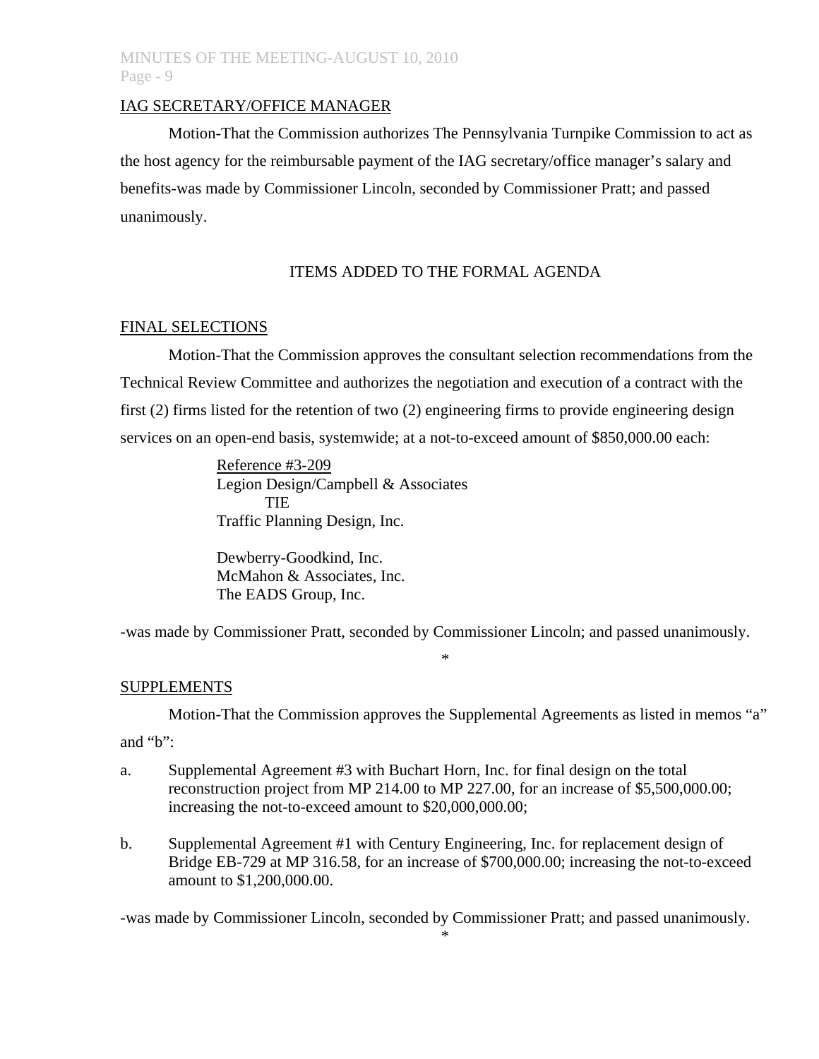## IAG SECRETARY/OFFICE MANAGER

Motion-That the Commission authorizes The Pennsylvania Turnpike Commission to act as the host agency for the reimbursable payment of the IAG secretary/office manager's salary and benefits-was made by Commissioner Lincoln, seconded by Commissioner Pratt; and passed unanimously.

## ITEMS ADDED TO THE FORMAL AGENDA

## FINAL SELECTIONS

Motion-That the Commission approves the consultant selection recommendations from the Technical Review Committee and authorizes the negotiation and execution of a contract with the first (2) firms listed for the retention of two (2) engineering firms to provide engineering design services on an open-end basis, systemwide; at a not-to-exceed amount of $850,000.00 each:

Reference #3-209
Legion Design/Campbell & Associates
TIE
Traffic Planning Design, Inc.

Dewberry-Goodkind, Inc.
McMahon & Associates, Inc.
The EADS Group, Inc.

-was made by Commissioner Pratt, seconded by Commissioner Lincoln; and passed unanimously.

*

## SUPPLEMENTS

Motion-That the Commission approves the Supplemental Agreements as listed in memos "a" and "b":

a. Supplemental Agreement #3 with Buchart Horn, Inc. for final design on the total reconstruction project from MP 214.00 to MP 227.00, for an increase of $5,500,000.00; increasing the not-to-exceed amount to $20,000,000.00;

b. Supplemental Agreement #1 with Century Engineering, Inc. for replacement design of Bridge EB-729 at MP 316.58, for an increase of $700,000.00; increasing the not-to-exceed amount to $1,200,000.00.

-was made by Commissioner Lincoln, seconded by Commissioner Pratt; and passed unanimously.

*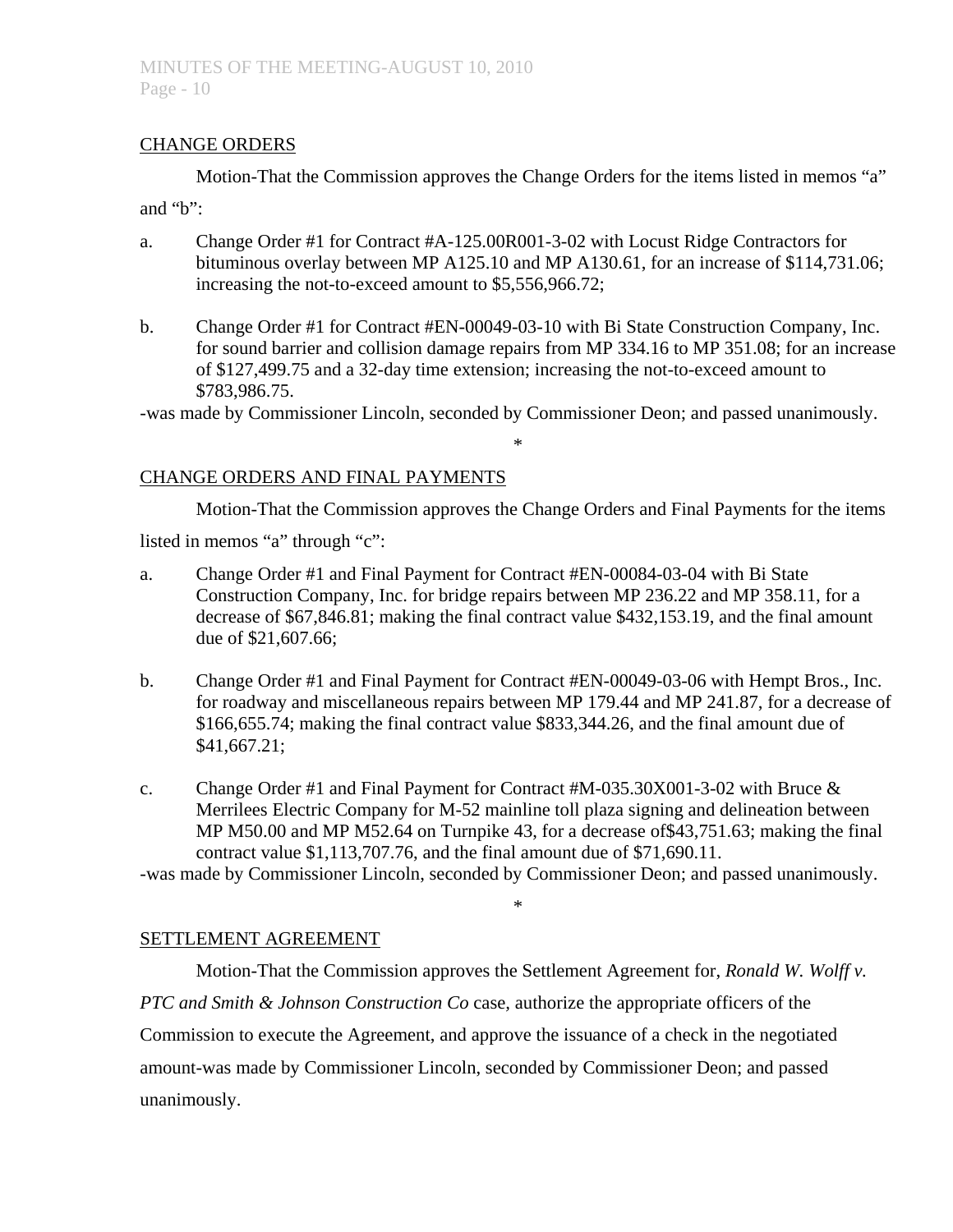CHANGE ORDERS

Motion-That the Commission approves the Change Orders for the items listed in memos "a" and "b":

a. Change Order #1 for Contract #A-125.00R001-3-02 with Locust Ridge Contractors for bituminous overlay between MP A125.10 and MP A130.61, for an increase of $114,731.06; increasing the not-to-exceed amount to $5,556,966.72;

b. Change Order #1 for Contract #EN-00049-03-10 with Bi State Construction Company, Inc. for sound barrier and collision damage repairs from MP 334.16 to MP 351.08; for an increase of $127,499.75 and a 32-day time extension; increasing the not-to-exceed amount to $783,986.75.

-was made by Commissioner Lincoln, seconded by Commissioner Deon; and passed unanimously.

*

CHANGE ORDERS AND FINAL PAYMENTS

Motion-That the Commission approves the Change Orders and Final Payments for the items listed in memos "a" through "c":

a. Change Order #1 and Final Payment for Contract #EN-00084-03-04 with Bi State Construction Company, Inc. for bridge repairs between MP 236.22 and MP 358.11, for a decrease of $67,846.81; making the final contract value $432,153.19, and the final amount due of $21,607.66;

b. Change Order #1 and Final Payment for Contract #EN-00049-03-06 with Hempt Bros., Inc. for roadway and miscellaneous repairs between MP 179.44 and MP 241.87, for a decrease of $166,655.74; making the final contract value $833,344.26, and the final amount due of $41,667.21;

c. Change Order #1 and Final Payment for Contract #M-035.30X001-3-02 with Bruce & Merrilees Electric Company for M-52 mainline toll plaza signing and delineation between MP M50.00 and MP M52.64 on Turnpike 43, for a decrease of$43,751.63; making the final contract value $1,113,707.76, and the final amount due of $71,690.11.

-was made by Commissioner Lincoln, seconded by Commissioner Deon; and passed unanimously.

*

SETTLEMENT AGREEMENT

Motion-That the Commission approves the Settlement Agreement for, *Ronald W. Wolff v. PTC and Smith & Johnson Construction Co* case, authorize the appropriate officers of the Commission to execute the Agreement, and approve the issuance of a check in the negotiated amount-was made by Commissioner Lincoln, seconded by Commissioner Deon; and passed unanimously.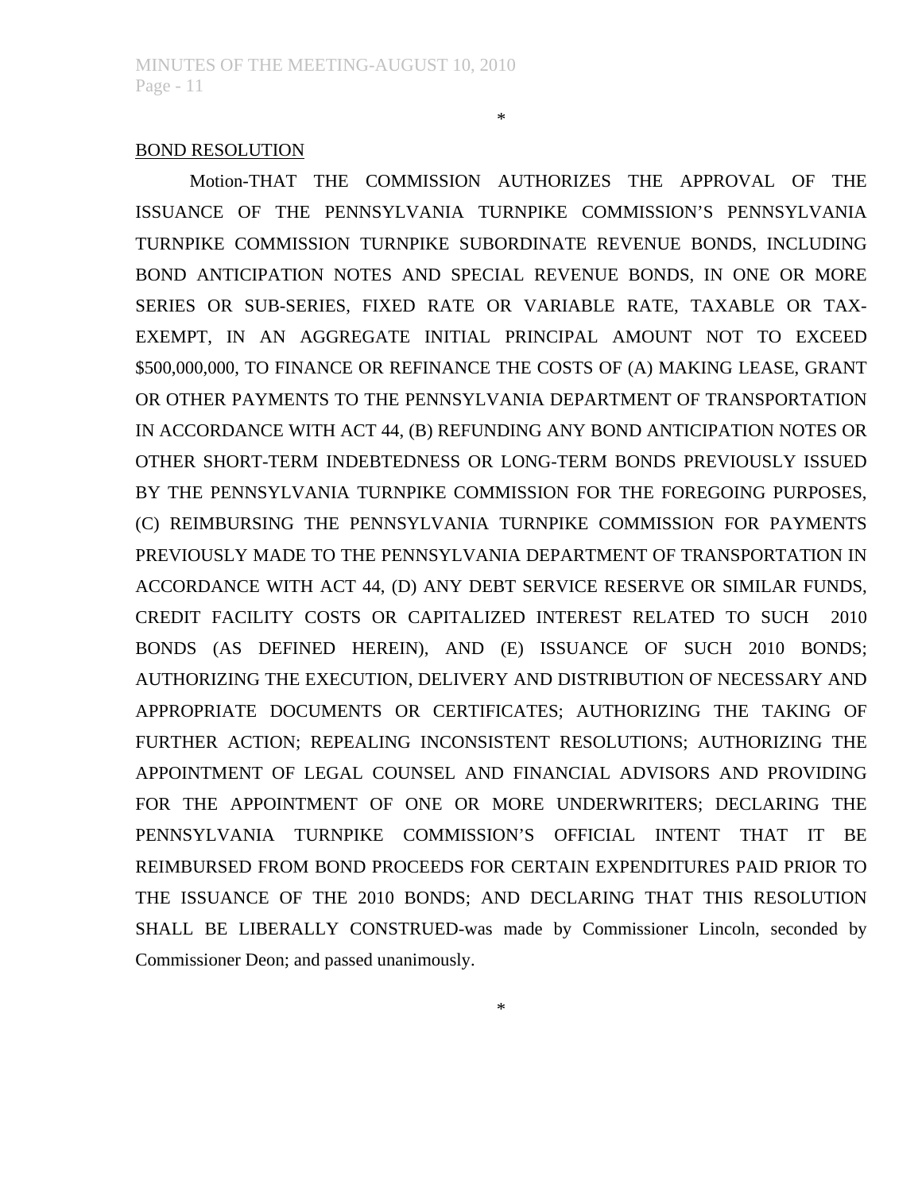*

BOND RESOLUTION

Motion-THAT THE COMMISSION AUTHORIZES THE APPROVAL OF THE ISSUANCE OF THE PENNSYLVANIA TURNPIKE COMMISSION'S PENNSYLVANIA TURNPIKE COMMISSION TURNPIKE SUBORDINATE REVENUE BONDS, INCLUDING BOND ANTICIPATION NOTES AND SPECIAL REVENUE BONDS, IN ONE OR MORE SERIES OR SUB-SERIES, FIXED RATE OR VARIABLE RATE, TAXABLE OR TAX-EXEMPT, IN AN AGGREGATE INITIAL PRINCIPAL AMOUNT NOT TO EXCEED \$500,000,000, TO FINANCE OR REFINANCE THE COSTS OF (A) MAKING LEASE, GRANT OR OTHER PAYMENTS TO THE PENNSYLVANIA DEPARTMENT OF TRANSPORTATION IN ACCORDANCE WITH ACT 44, (B) REFUNDING ANY BOND ANTICIPATION NOTES OR OTHER SHORT-TERM INDEBTEDNESS OR LONG-TERM BONDS PREVIOUSLY ISSUED BY THE PENNSYLVANIA TURNPIKE COMMISSION FOR THE FOREGOING PURPOSES, (C) REIMBURSING THE PENNSYLVANIA TURNPIKE COMMISSION FOR PAYMENTS PREVIOUSLY MADE TO THE PENNSYLVANIA DEPARTMENT OF TRANSPORTATION IN ACCORDANCE WITH ACT 44, (D) ANY DEBT SERVICE RESERVE OR SIMILAR FUNDS, CREDIT FACILITY COSTS OR CAPITALIZED INTEREST RELATED TO SUCH 2010 BONDS (AS DEFINED HEREIN), AND (E) ISSUANCE OF SUCH 2010 BONDS; AUTHORIZING THE EXECUTION, DELIVERY AND DISTRIBUTION OF NECESSARY AND APPROPRIATE DOCUMENTS OR CERTIFICATES; AUTHORIZING THE TAKING OF FURTHER ACTION; REPEALING INCONSISTENT RESOLUTIONS; AUTHORIZING THE APPOINTMENT OF LEGAL COUNSEL AND FINANCIAL ADVISORS AND PROVIDING FOR THE APPOINTMENT OF ONE OR MORE UNDERWRITERS; DECLARING THE PENNSYLVANIA TURNPIKE COMMISSION'S OFFICIAL INTENT THAT IT BE REIMBURSED FROM BOND PROCEEDS FOR CERTAIN EXPENDITURES PAID PRIOR TO THE ISSUANCE OF THE 2010 BONDS; AND DECLARING THAT THIS RESOLUTION SHALL BE LIBERALLY CONSTRUED-was made by Commissioner Lincoln, seconded by Commissioner Deon; and passed unanimously.

*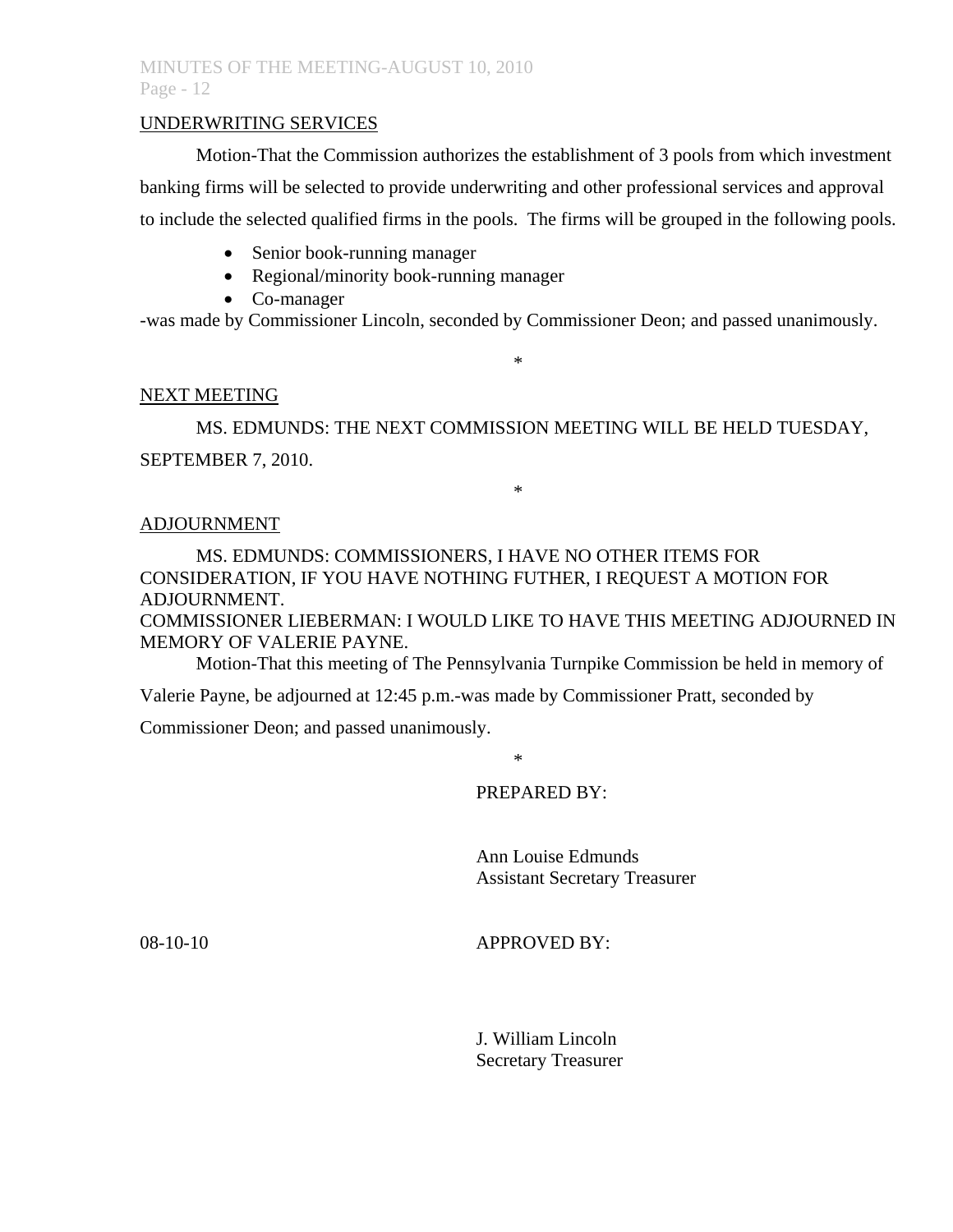UNDERWRITING SERVICES

Motion-That the Commission authorizes the establishment of 3 pools from which investment banking firms will be selected to provide underwriting and other professional services and approval to include the selected qualified firms in the pools. The firms will be grouped in the following pools.

- Senior book-running manager
- Regional/minority book-running manager
- Co-manager

-was made by Commissioner Lincoln, seconded by Commissioner Deon; and passed unanimously.

*

NEXT MEETING

MS. EDMUNDS: THE NEXT COMMISSION MEETING WILL BE HELD TUESDAY, SEPTEMBER 7, 2010.

*

ADJOURNMENT

MS. EDMUNDS: COMMISSIONERS, I HAVE NO OTHER ITEMS FOR CONSIDERATION, IF YOU HAVE NOTHING FUTHER, I REQUEST A MOTION FOR ADJOURNMENT.

COMMISSIONER LIEBERMAN: I WOULD LIKE TO HAVE THIS MEETING ADJOURNED IN MEMORY OF VALERIE PAYNE.

Motion-That this meeting of The Pennsylvania Turnpike Commission be held in memory of Valerie Payne, be adjourned at 12:45 p.m.-was made by Commissioner Pratt, seconded by Commissioner Deon; and passed unanimously.

*

PREPARED BY:

Ann Louise Edmunds
Assistant Secretary Treasurer

08-10-10

APPROVED BY:

J. William Lincoln
Secretary Treasurer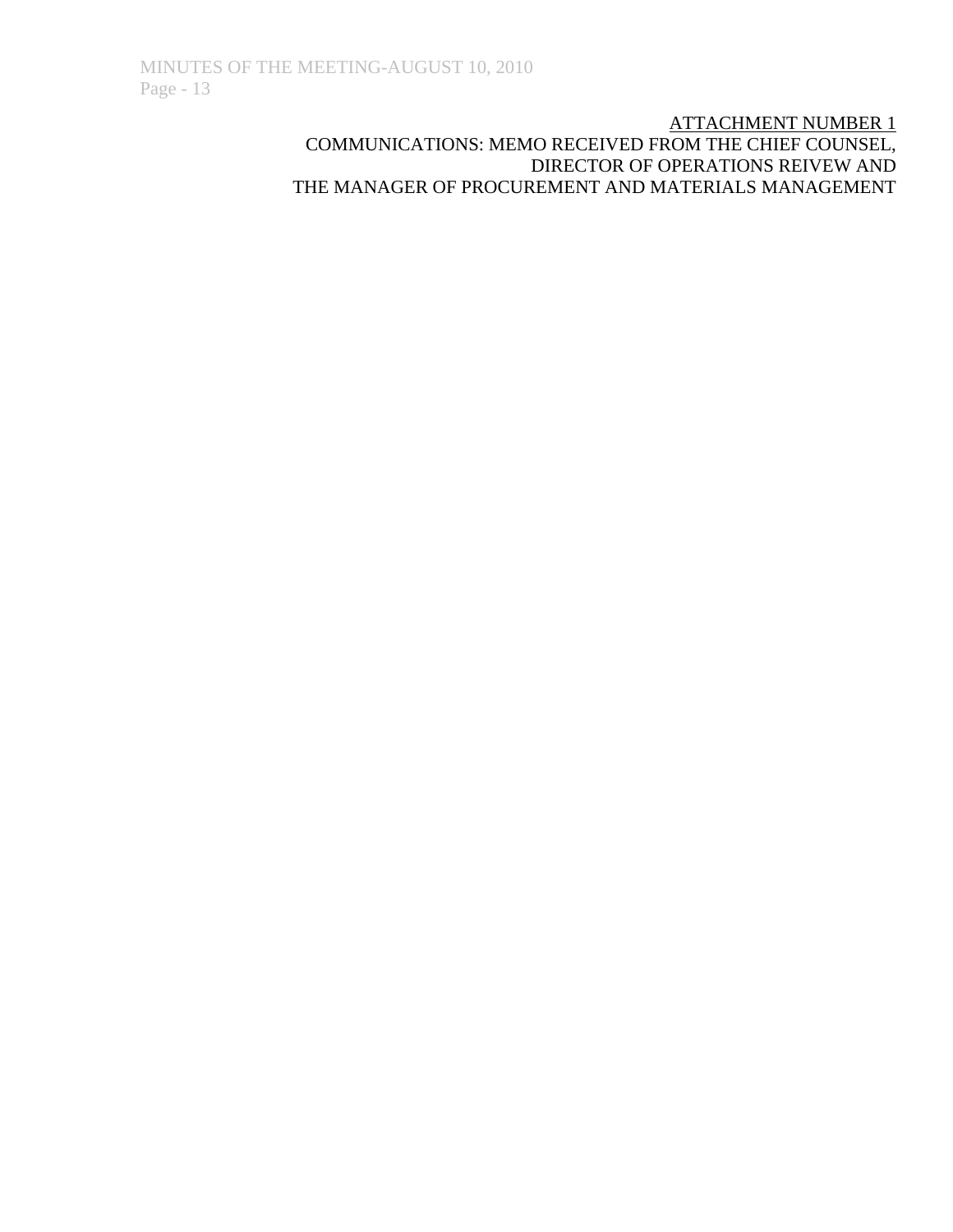<u>ATTACHMENT NUMBER 1</u>

COMMUNICATIONS: MEMO RECEIVED FROM THE CHIEF COUNSEL, DIRECTOR OF OPERATIONS REIVEW AND THE MANAGER OF PROCUREMENT AND MATERIALS MANAGEMENT